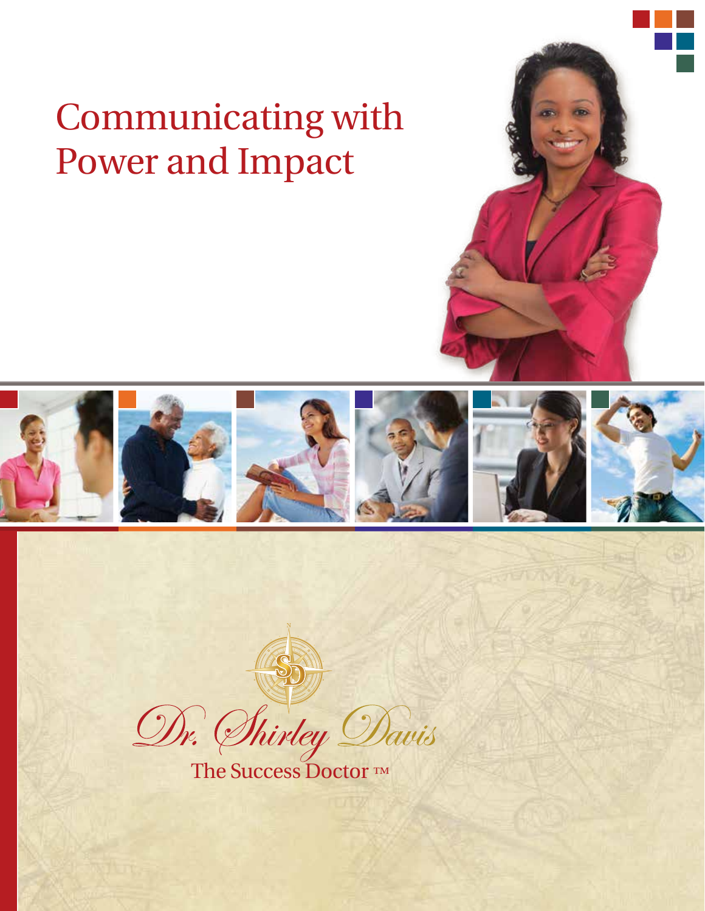# Communicating with Power and Impact

Dr. Shirley Davis

The Success Doctor ™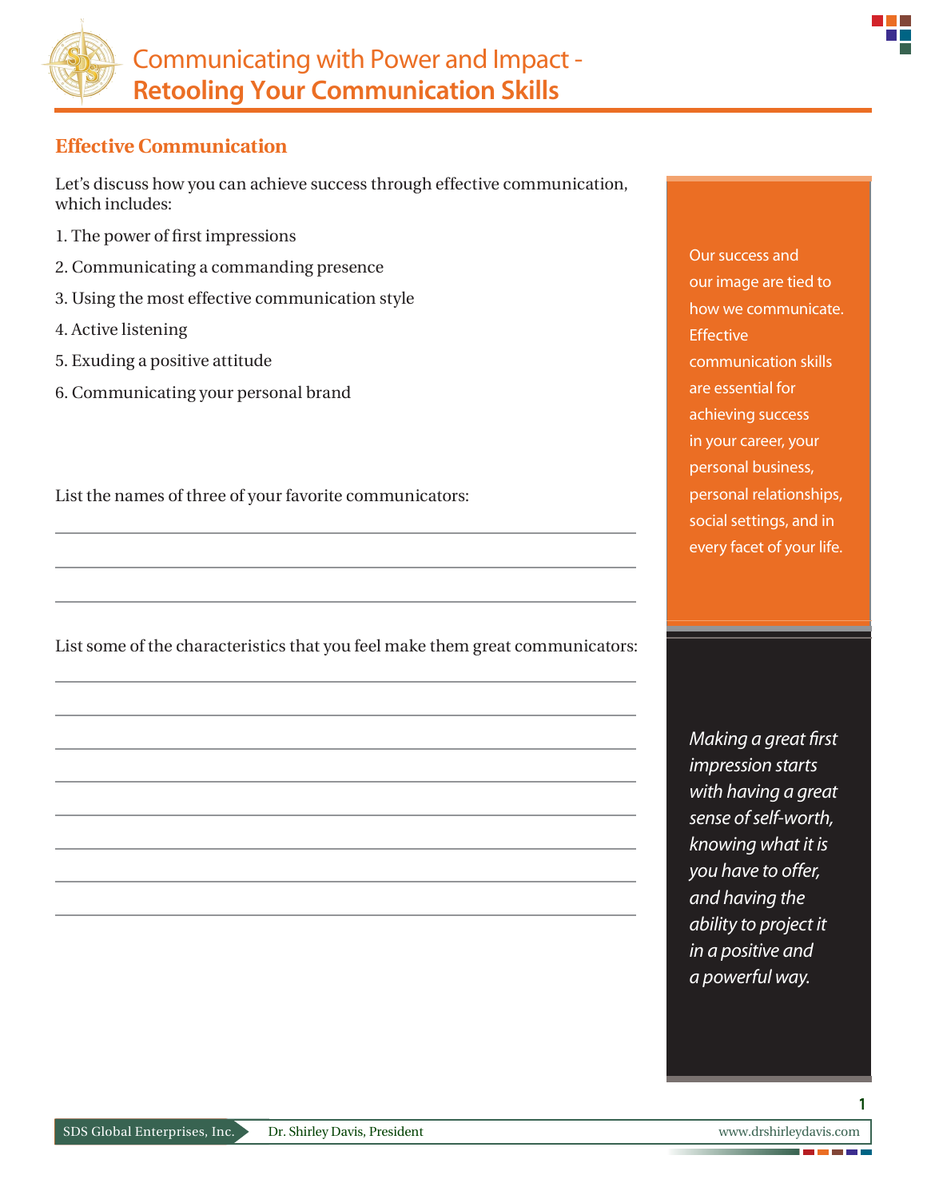# Communicating with Power and Impact - **Retooling Your Communication Skills**

## Effective Communication

Let's discuss how you can achieve success through effective communication, which includes:

1. The power of first impressions
2. Communicating a commanding presence
3. Using the most effective communication style
4. Active listening
5. Exuding a positive attitude
6. Communicating your personal brand

List the names of three of your favorite communicators:

______________________________________________

______________________________________________

______________________________________________

List some of the characteristics that you feel make them great communicators:

______________________________________________

______________________________________________

______________________________________________

______________________________________________

______________________________________________

______________________________________________

______________________________________________

______________________________________________

Our success and our image are tied to how we communicate. Effective communication skills are essential for achieving success in your career, your personal business, personal relationships, social settings, and in every facet of your life.

*Making a great first impression starts with having a great sense of self-worth, knowing what it is you have to offer, and having the ability to project it in a positive and a powerful way.*

SDS Global Enterprises, Inc. | Dr. Shirley Davis, President | www.drshirleydavis.com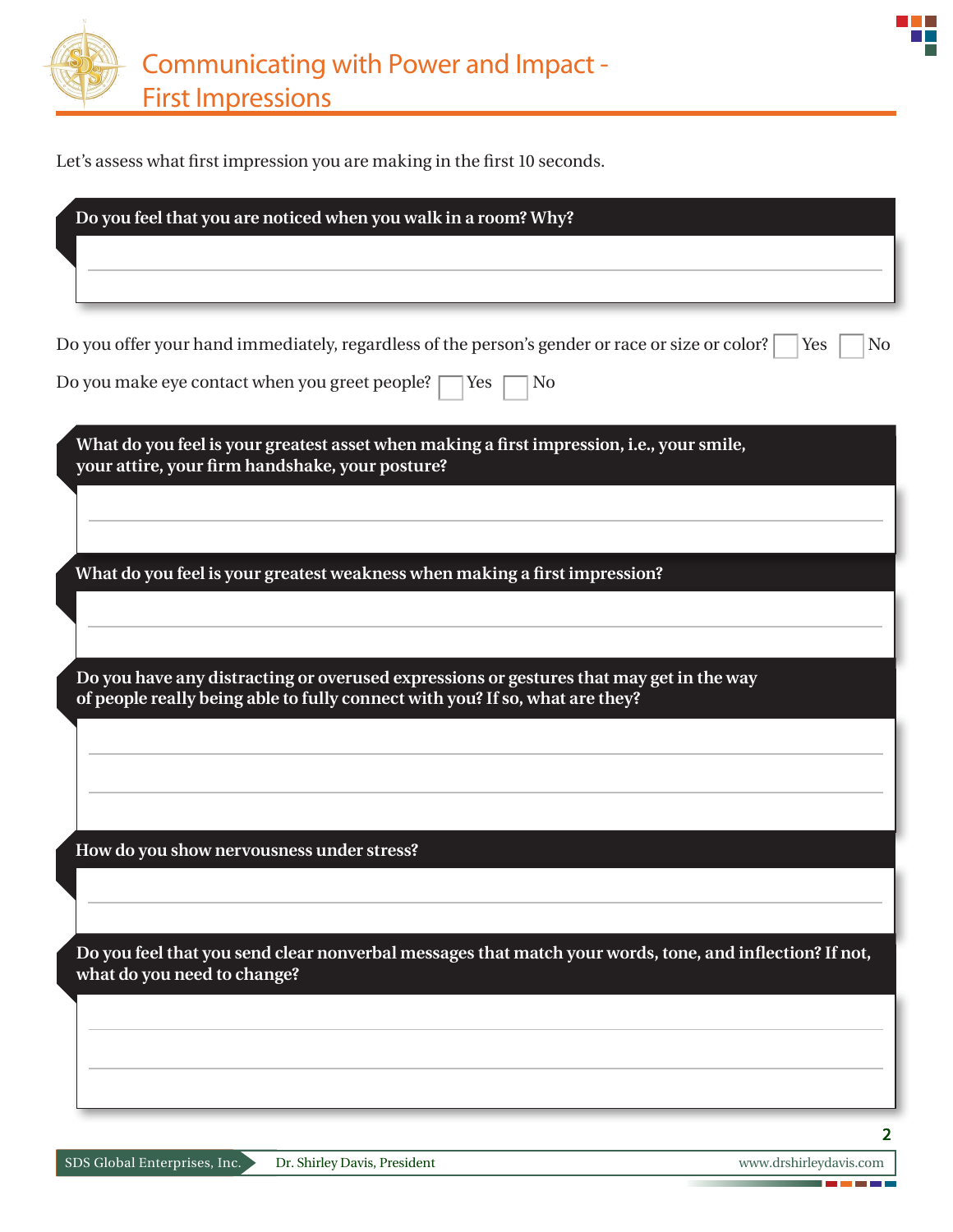# Communicating with Power and Impact - First Impressions

Let's assess what first impression you are making in the first 10 seconds.

**Do you feel that you are noticed when you walk in a room? Why?**

Do you offer your hand immediately, regardless of the person's gender or race or size or color? ☐ Yes ☐ No

Do you make eye contact when you greet people? ☐ Yes ☐ No

**What do you feel is your greatest asset when making a first impression, i.e., your smile, your attire, your firm handshake, your posture?**

**What do you feel is your greatest weakness when making a first impression?**

**Do you have any distracting or overused expressions or gestures that may get in the way of people really being able to fully connect with you? If so, what are they?**

**How do you show nervousness under stress?**

**Do you feel that you send clear nonverbal messages that match your words, tone, and inflection? If not, what do you need to change?**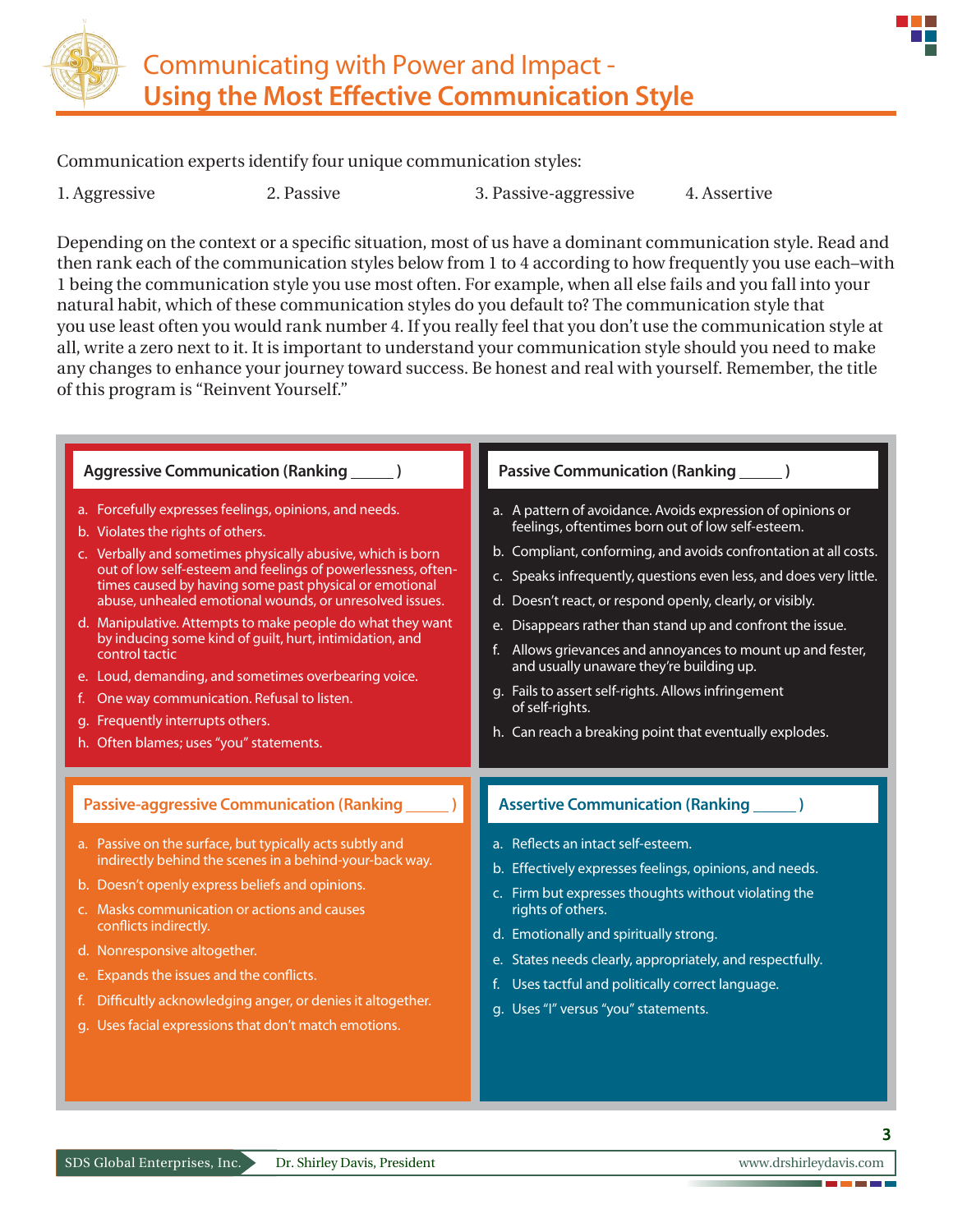# Communicating with Power and Impact - Using the Most Effective Communication Style

Communication experts identify four unique communication styles:

1. Aggressive
2. Passive
3. Passive-aggressive
4. Assertive

Depending on the context or a specific situation, most of us have a dominant communication style. Read and then rank each of the communication styles below from 1 to 4 according to how frequently you use each–with 1 being the communication style you use most often. For example, when all else fails and you fall into your natural habit, which of these communication styles do you default to? The communication style that you use least often you would rank number 4. If you really feel that you don't use the communication style at all, write a zero next to it. It is important to understand your communication style should you need to make any changes to enhance your journey toward success. Be honest and real with yourself. Remember, the title of this program is "Reinvent Yourself."

### Aggressive Communication (Ranking _____ )

a. Forcefully expresses feelings, opinions, and needs.
b. Violates the rights of others.
c. Verbally and sometimes physically abusive, which is born out of low self-esteem and feelings of powerlessness, often-times caused by having some past physical or emotional abuse, unhealed emotional wounds, or unresolved issues.
d. Manipulative. Attempts to make people do what they want by inducing some kind of guilt, hurt, intimidation, and control tactic
e. Loud, demanding, and sometimes overbearing voice.
f. One way communication. Refusal to listen.
g. Frequently interrupts others.
h. Often blames; uses "you" statements.

### Passive Communication (Ranking _____ )

a. A pattern of avoidance. Avoids expression of opinions or feelings, oftentimes born out of low self-esteem.
b. Compliant, conforming, and avoids confrontation at all costs.
c. Speaks infrequently, questions even less, and does very little.
d. Doesn't react, or respond openly, clearly, or visibly.
e. Disappears rather than stand up and confront the issue.
f. Allows grievances and annoyances to mount up and fester, and usually unaware they're building up.
g. Fails to assert self-rights. Allows infringement of self-rights.
h. Can reach a breaking point that eventually explodes.

### Passive-aggressive Communication (Ranking _____ )

a. Passive on the surface, but typically acts subtly and indirectly behind the scenes in a behind-your-back way.
b. Doesn't openly express beliefs and opinions.
c. Masks communication or actions and causes conflicts indirectly.
d. Nonresponsive altogether.
e. Expands the issues and the conflicts.
f. Difficultly acknowledging anger, or denies it altogether.
g. Uses facial expressions that don't match emotions.

### Assertive Communication (Ranking _____ )

a. Reflects an intact self-esteem.
b. Effectively expresses feelings, opinions, and needs.
c. Firm but expresses thoughts without violating the rights of others.
d. Emotionally and spiritually strong.
e. States needs clearly, appropriately, and respectfully.
f. Uses tactful and politically correct language.
g. Uses "I" versus "you" statements.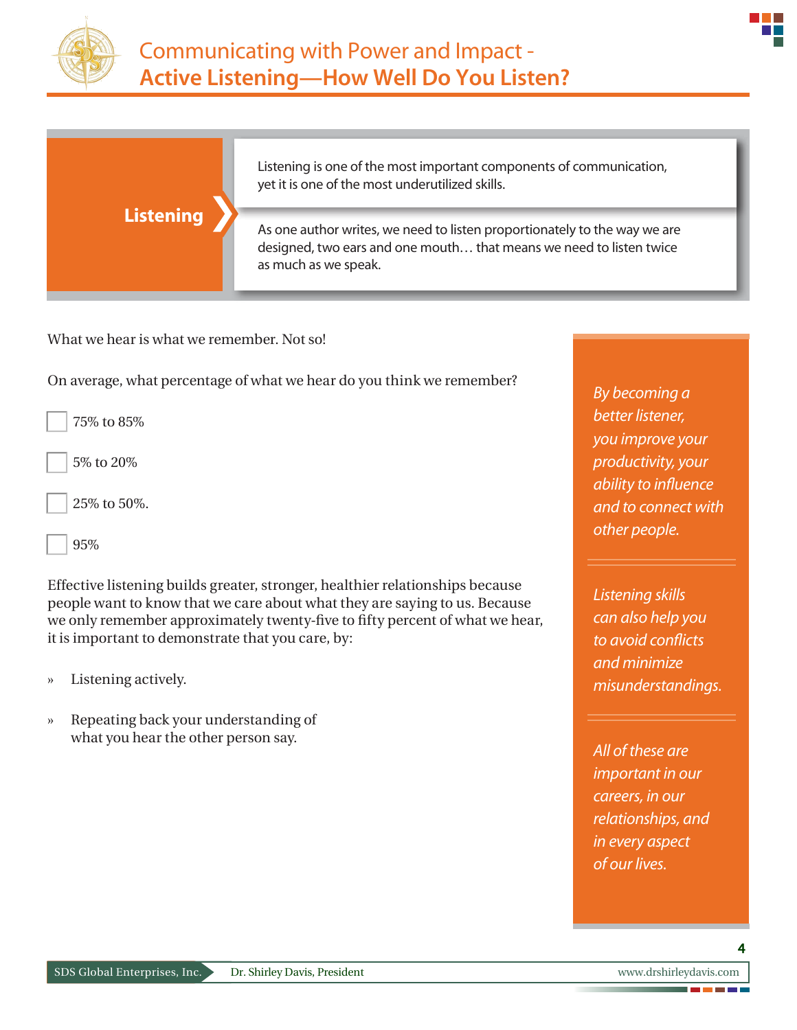# Communicating with Power and Impact - **Active Listening—How Well Do You Listen?**

**Listening**

Listening is one of the most important components of communication, yet it is one of the most underutilized skills.

As one author writes, we need to listen proportionately to the way we are designed, two ears and one mouth… that means we need to listen twice as much as we speak.

What we hear is what we remember. Not so!

On average, what percentage of what we hear do you think we remember?

- [ ] 75% to 85%
- [ ] 5% to 20%
- [ ] 25% to 50%.
- [ ] 95%

Effective listening builds greater, stronger, healthier relationships because people want to know that we care about what they are saying to us. Because we only remember approximately twenty-five to fifty percent of what we hear, it is important to demonstrate that you care, by:

» Listening actively.

» Repeating back your understanding of what you hear the other person say.

*By becoming a better listener, you improve your productivity, your ability to influence and to connect with other people.*

*Listening skills can also help you to avoid conflicts and minimize misunderstandings.*

*All of these are important in our careers, in our relationships, and in every aspect of our lives.*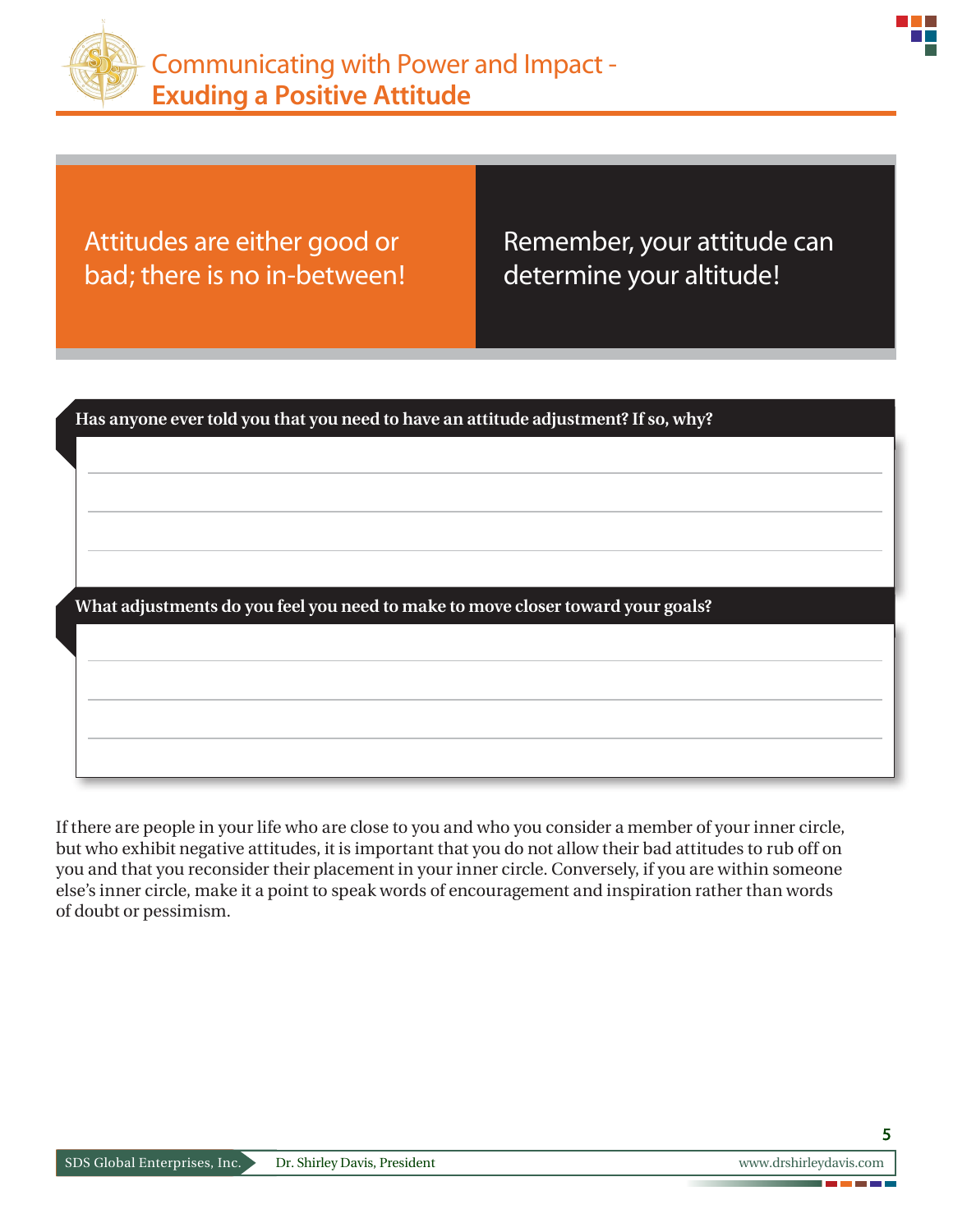Attitudes are either good or bad; there is no in-between!

Remember, your attitude can determine your altitude!

**Has anyone ever told you that you need to have an attitude adjustment? If so, why?**

**What adjustments do you feel you need to make to move closer toward your goals?**

If there are people in your life who are close to you and who you consider a member of your inner circle, but who exhibit negative attitudes, it is important that you do not allow their bad attitudes to rub off on you and that you reconsider their placement in your inner circle. Conversely, if you are within someone else's inner circle, make it a point to speak words of encouragement and inspiration rather than words of doubt or pessimism.